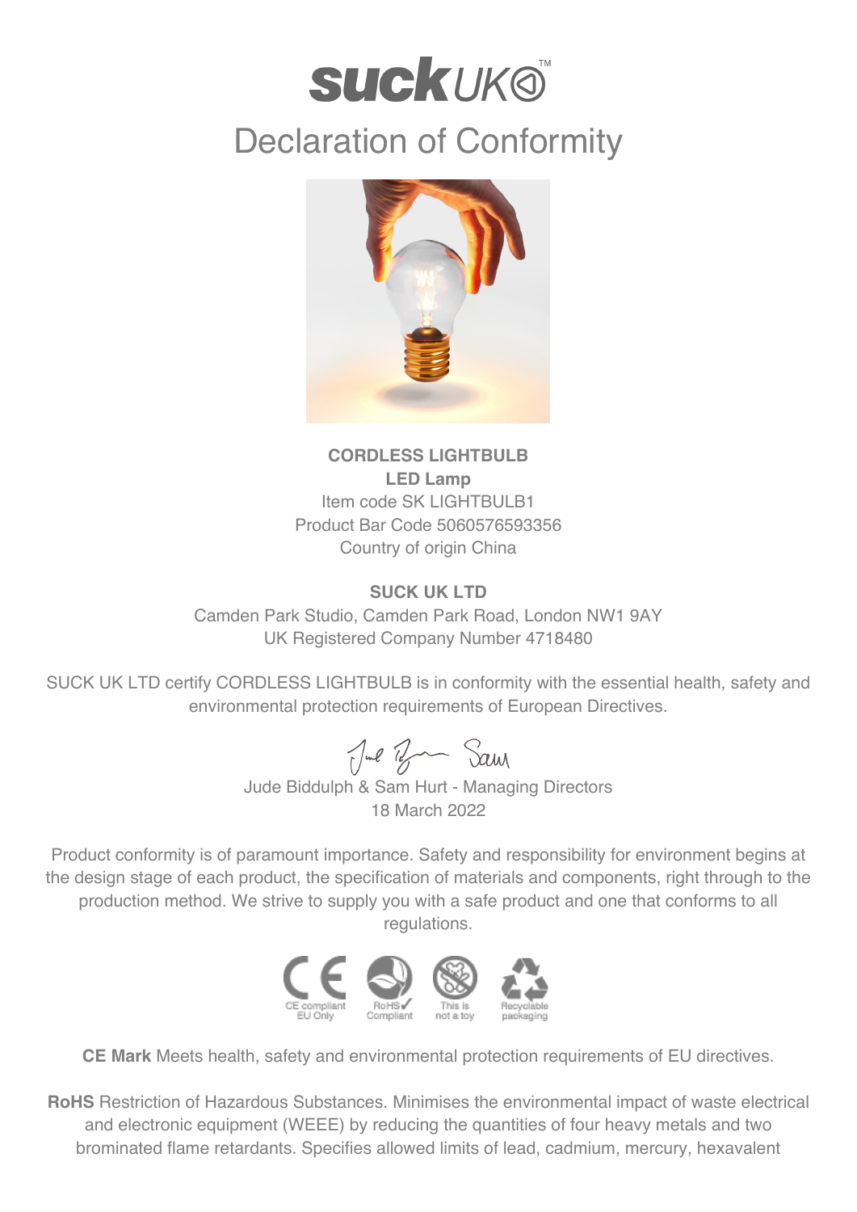# suckUK™

## Declaration of Conformity

**CORDLESS LIGHTBULB**
**LED Lamp**
Item code SK LIGHTBULB1
Product Bar Code 5060576593356
Country of origin China

**SUCK UK LTD**
Camden Park Studio, Camden Park Road, London NW1 9AY
UK Registered Company Number 4718480

SUCK UK LTD certify CORDLESS LIGHTBULB is in conformity with the essential health, safety and environmental protection requirements of European Directives.

Jude Biddulph & Sam Hurt - Managing Directors
18 March 2022

Product conformity is of paramount importance. Safety and responsibility for environment begins at the design stage of each product, the specification of materials and components, right through to the production method. We strive to supply you with a safe product and one that conforms to all regulations.

CE compliant EU Only | RoHS✓ Compliant | This is not a toy | Recyclable packaging

**CE Mark** Meets health, safety and environmental protection requirements of EU directives.

**RoHS** Restriction of Hazardous Substances. Minimises the environmental impact of waste electrical and electronic equipment (WEEE) by reducing the quantities of four heavy metals and two brominated flame retardants. Specifies allowed limits of lead, cadmium, mercury, hexavalent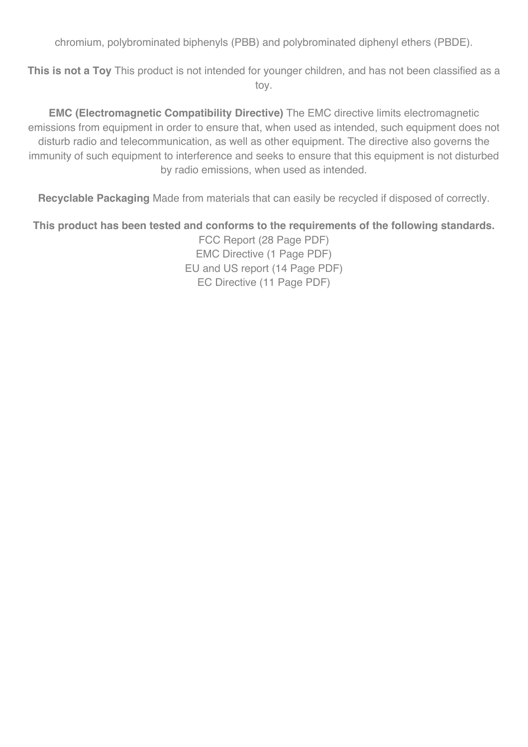chromium, polybrominated biphenyls (PBB) and polybrominated diphenyl ethers (PBDE).

**This is not a Toy** This product is not intended for younger children, and has not been classified as a toy.

**EMC (Electromagnetic Compatibility Directive)** The EMC directive limits electromagnetic emissions from equipment in order to ensure that, when used as intended, such equipment does not disturb radio and telecommunication, as well as other equipment. The directive also governs the immunity of such equipment to interference and seeks to ensure that this equipment is not disturbed by radio emissions, when used as intended.

**Recyclable Packaging** Made from materials that can easily be recycled if disposed of correctly.

**This product has been tested and conforms to the requirements of the following standards.**

FCC Report (28 Page PDF)
EMC Directive (1 Page PDF)
EU and US report (14 Page PDF)
EC Directive (11 Page PDF)